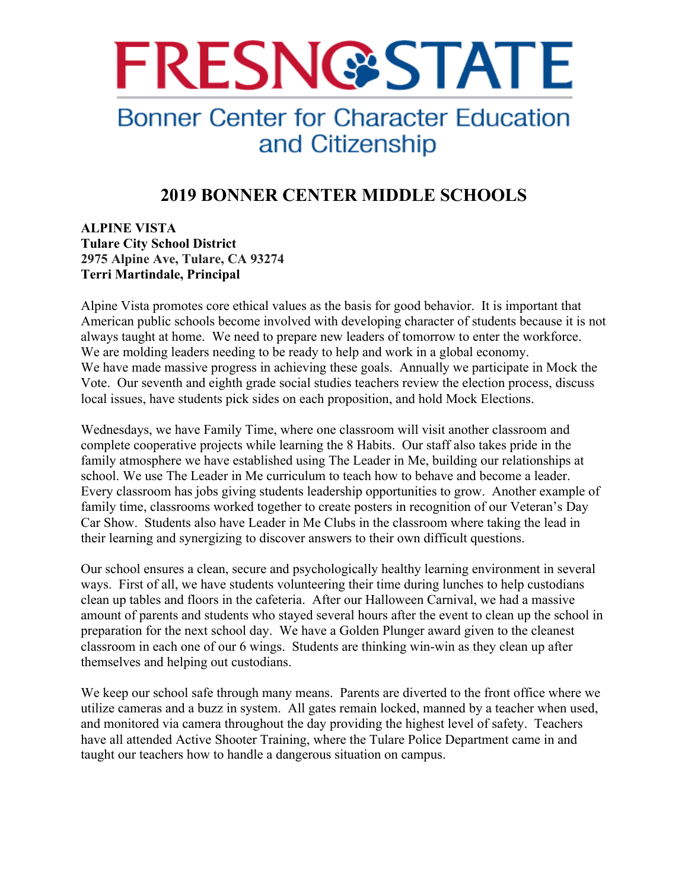# FRESNO STATE

## Bonner Center for Character Education and Citizenship

## 2019 BONNER CENTER MIDDLE SCHOOLS

**ALPINE VISTA**
**Tulare City School District**
**2975 Alpine Ave, Tulare, CA 93274**
**Terri Martindale, Principal**

Alpine Vista promotes core ethical values as the basis for good behavior. It is important that American public schools become involved with developing character of students because it is not always taught at home. We need to prepare new leaders of tomorrow to enter the workforce. We are molding leaders needing to be ready to help and work in a global economy. We have made massive progress in achieving these goals. Annually we participate in Mock the Vote. Our seventh and eighth grade social studies teachers review the election process, discuss local issues, have students pick sides on each proposition, and hold Mock Elections.

Wednesdays, we have Family Time, where one classroom will visit another classroom and complete cooperative projects while learning the 8 Habits. Our staff also takes pride in the family atmosphere we have established using The Leader in Me, building our relationships at school. We use The Leader in Me curriculum to teach how to behave and become a leader. Every classroom has jobs giving students leadership opportunities to grow. Another example of family time, classrooms worked together to create posters in recognition of our Veteran's Day Car Show. Students also have Leader in Me Clubs in the classroom where taking the lead in their learning and synergizing to discover answers to their own difficult questions.

Our school ensures a clean, secure and psychologically healthy learning environment in several ways. First of all, we have students volunteering their time during lunches to help custodians clean up tables and floors in the cafeteria. After our Halloween Carnival, we had a massive amount of parents and students who stayed several hours after the event to clean up the school in preparation for the next school day. We have a Golden Plunger award given to the cleanest classroom in each one of our 6 wings. Students are thinking win-win as they clean up after themselves and helping out custodians.

We keep our school safe through many means. Parents are diverted to the front office where we utilize cameras and a buzz in system. All gates remain locked, manned by a teacher when used, and monitored via camera throughout the day providing the highest level of safety. Teachers have all attended Active Shooter Training, where the Tulare Police Department came in and taught our teachers how to handle a dangerous situation on campus.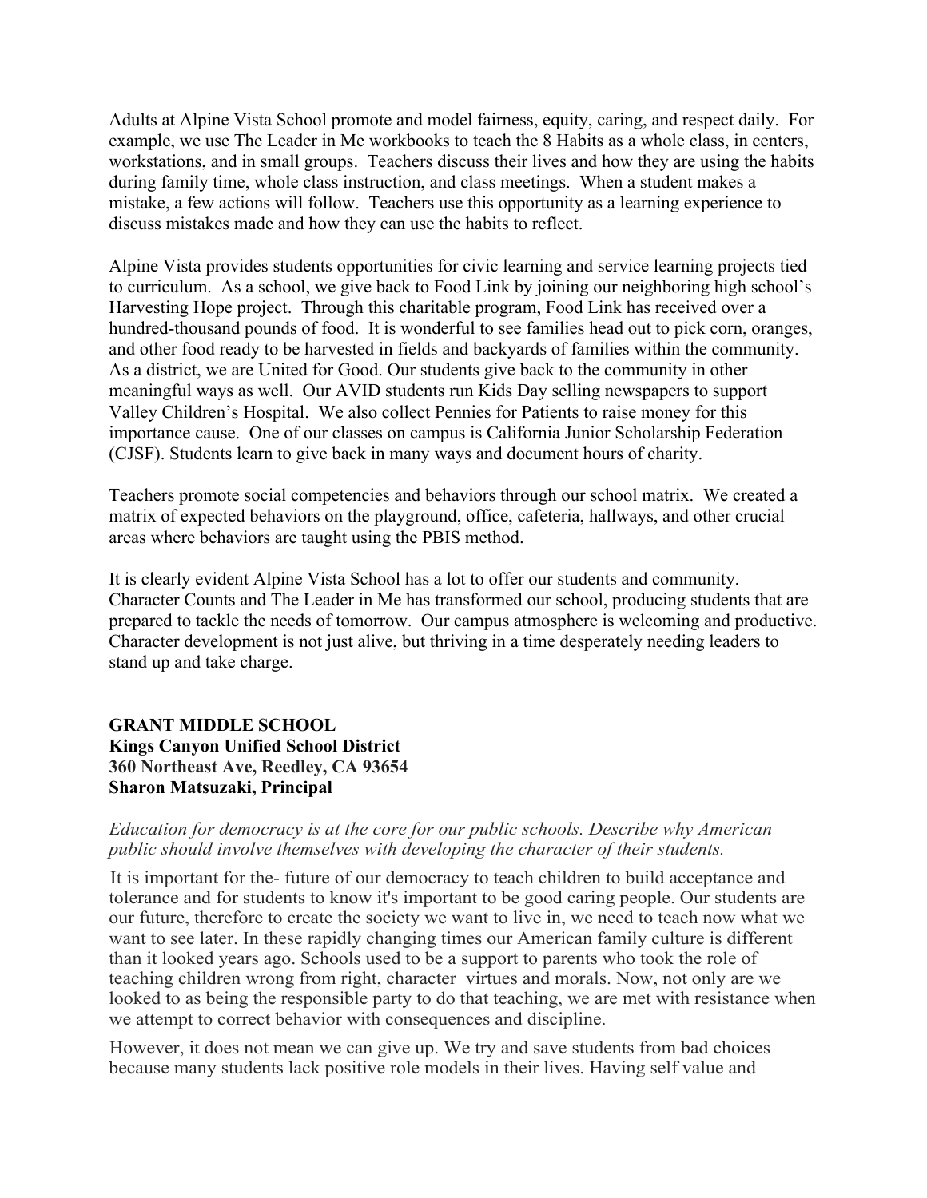Adults at Alpine Vista School promote and model fairness, equity, caring, and respect daily. For example, we use The Leader in Me workbooks to teach the 8 Habits as a whole class, in centers, workstations, and in small groups. Teachers discuss their lives and how they are using the habits during family time, whole class instruction, and class meetings. When a student makes a mistake, a few actions will follow. Teachers use this opportunity as a learning experience to discuss mistakes made and how they can use the habits to reflect.

Alpine Vista provides students opportunities for civic learning and service learning projects tied to curriculum. As a school, we give back to Food Link by joining our neighboring high school's Harvesting Hope project. Through this charitable program, Food Link has received over a hundred-thousand pounds of food. It is wonderful to see families head out to pick corn, oranges, and other food ready to be harvested in fields and backyards of families within the community. As a district, we are United for Good. Our students give back to the community in other meaningful ways as well. Our AVID students run Kids Day selling newspapers to support Valley Children's Hospital. We also collect Pennies for Patients to raise money for this importance cause. One of our classes on campus is California Junior Scholarship Federation (CJSF). Students learn to give back in many ways and document hours of charity.

Teachers promote social competencies and behaviors through our school matrix. We created a matrix of expected behaviors on the playground, office, cafeteria, hallways, and other crucial areas where behaviors are taught using the PBIS method.

It is clearly evident Alpine Vista School has a lot to offer our students and community. Character Counts and The Leader in Me has transformed our school, producing students that are prepared to tackle the needs of tomorrow. Our campus atmosphere is welcoming and productive. Character development is not just alive, but thriving in a time desperately needing leaders to stand up and take charge.

**GRANT MIDDLE SCHOOL**
**Kings Canyon Unified School District**
**360 Northeast Ave, Reedley, CA 93654**
**Sharon Matsuzaki, Principal**

*Education for democracy is at the core for our public schools. Describe why American public should involve themselves with developing the character of their students.*

It is important for the- future of our democracy to teach children to build acceptance and tolerance and for students to know it's important to be good caring people. Our students are our future, therefore to create the society we want to live in, we need to teach now what we want to see later. In these rapidly changing times our American family culture is different than it looked years ago. Schools used to be a support to parents who took the role of teaching children wrong from right, character virtues and morals. Now, not only are we looked to as being the responsible party to do that teaching, we are met with resistance when we attempt to correct behavior with consequences and discipline.

However, it does not mean we can give up. We try and save students from bad choices because many students lack positive role models in their lives. Having self value and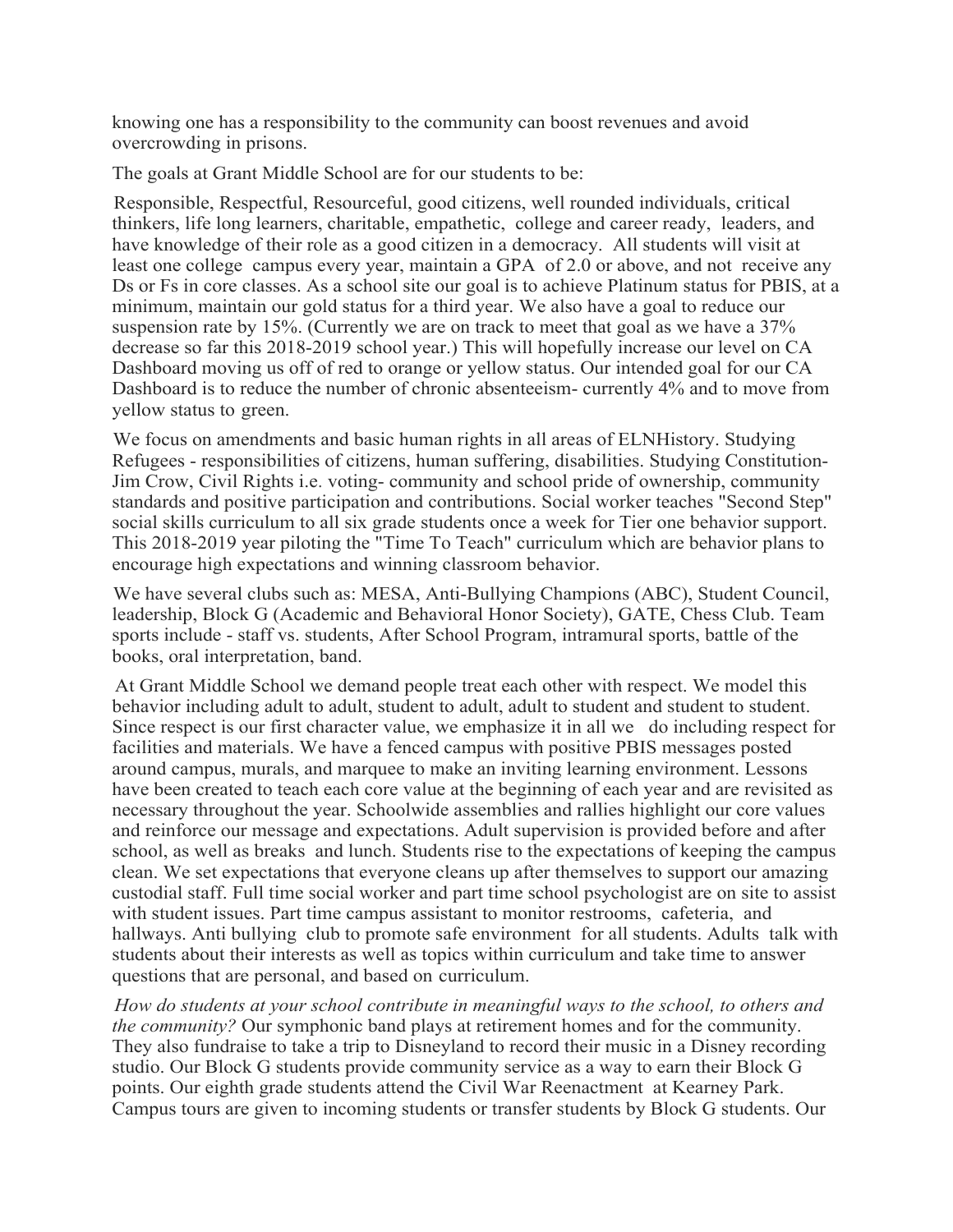knowing one has a responsibility to the community can boost revenues and avoid overcrowding in prisons.

The goals at Grant Middle School are for our students to be:

Responsible, Respectful, Resourceful, good citizens, well rounded individuals, critical thinkers, life long learners, charitable, empathetic, college and career ready, leaders, and have knowledge of their role as a good citizen in a democracy. All students will visit at least one college campus every year, maintain a GPA of 2.0 or above, and not receive any Ds or Fs in core classes. As a school site our goal is to achieve Platinum status for PBIS, at a minimum, maintain our gold status for a third year. We also have a goal to reduce our suspension rate by 15%. (Currently we are on track to meet that goal as we have a 37% decrease so far this 2018-2019 school year.) This will hopefully increase our level on CA Dashboard moving us off of red to orange or yellow status. Our intended goal for our CA Dashboard is to reduce the number of chronic absenteeism- currently 4% and to move from yellow status to green.

We focus on amendments and basic human rights in all areas of ELNHistory. Studying Refugees - responsibilities of citizens, human suffering, disabilities. Studying Constitution- Jim Crow, Civil Rights i.e. voting- community and school pride of ownership, community standards and positive participation and contributions. Social worker teaches "Second Step" social skills curriculum to all six grade students once a week for Tier one behavior support. This 2018-2019 year piloting the "Time To Teach" curriculum which are behavior plans to encourage high expectations and winning classroom behavior.

We have several clubs such as: MESA, Anti-Bullying Champions (ABC), Student Council, leadership, Block G (Academic and Behavioral Honor Society), GATE, Chess Club. Team sports include - staff vs. students, After School Program, intramural sports, battle of the books, oral interpretation, band.

At Grant Middle School we demand people treat each other with respect. We model this behavior including adult to adult, student to adult, adult to student and student to student. Since respect is our first character value, we emphasize it in all we do including respect for facilities and materials. We have a fenced campus with positive PBIS messages posted around campus, murals, and marquee to make an inviting learning environment. Lessons have been created to teach each core value at the beginning of each year and are revisited as necessary throughout the year. Schoolwide assemblies and rallies highlight our core values and reinforce our message and expectations. Adult supervision is provided before and after school, as well as breaks and lunch. Students rise to the expectations of keeping the campus clean. We set expectations that everyone cleans up after themselves to support our amazing custodial staff. Full time social worker and part time school psychologist are on site to assist with student issues. Part time campus assistant to monitor restrooms, cafeteria, and hallways. Anti bullying club to promote safe environment for all students. Adults talk with students about their interests as well as topics within curriculum and take time to answer questions that are personal, and based on curriculum.

*How do students at your school contribute in meaningful ways to the school, to others and the community?* Our symphonic band plays at retirement homes and for the community. They also fundraise to take a trip to Disneyland to record their music in a Disney recording studio. Our Block G students provide community service as a way to earn their Block G points. Our eighth grade students attend the Civil War Reenactment at Kearney Park. Campus tours are given to incoming students or transfer students by Block G students. Our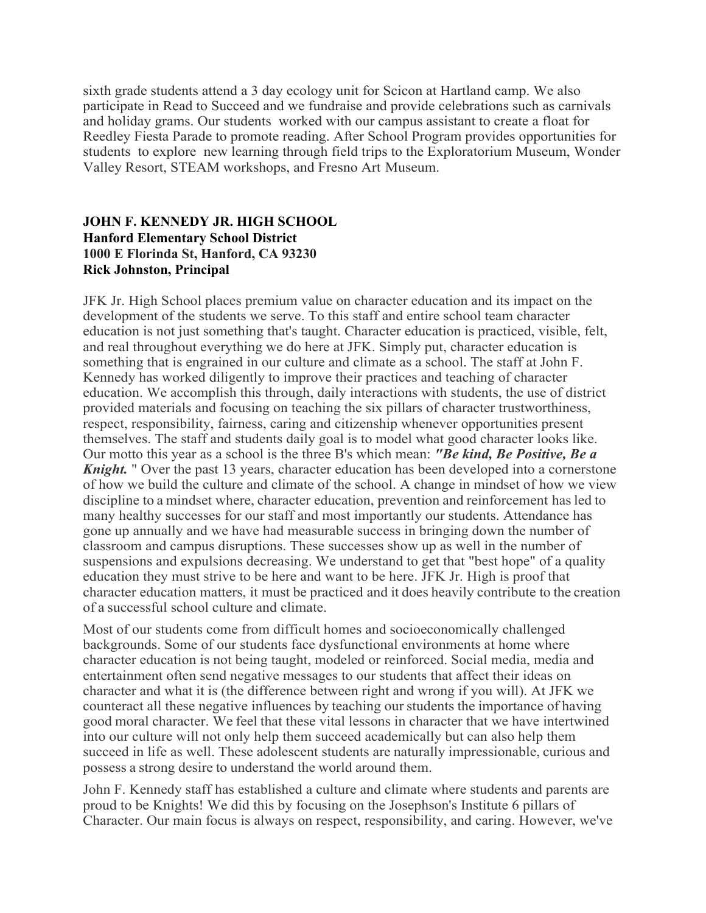sixth grade students attend a 3 day ecology unit for Scicon at Hartland camp. We also participate in Read to Succeed and we fundraise and provide celebrations such as carnivals and holiday grams. Our students worked with our campus assistant to create a float for Reedley Fiesta Parade to promote reading. After School Program provides opportunities for students to explore new learning through field trips to the Exploratorium Museum, Wonder Valley Resort, STEAM workshops, and Fresno Art Museum.

**JOHN F. KENNEDY JR. HIGH SCHOOL**
**Hanford Elementary School District**
**1000 E Florinda St, Hanford, CA 93230**
**Rick Johnston, Principal**

JFK Jr. High School places premium value on character education and its impact on the development of the students we serve. To this staff and entire school team character education is not just something that's taught. Character education is practiced, visible, felt, and real throughout everything we do here at JFK. Simply put, character education is something that is engrained in our culture and climate as a school. The staff at John F. Kennedy has worked diligently to improve their practices and teaching of character education. We accomplish this through, daily interactions with students, the use of district provided materials and focusing on teaching the six pillars of character trustworthiness, respect, responsibility, fairness, caring and citizenship whenever opportunities present themselves. The staff and students daily goal is to model what good character looks like. Our motto this year as a school is the three B's which mean: ***"Be kind, Be Positive, Be a Knight.*** " Over the past 13 years, character education has been developed into a cornerstone of how we build the culture and climate of the school. A change in mindset of how we view discipline to a mindset where, character education, prevention and reinforcement has led to many healthy successes for our staff and most importantly our students. Attendance has gone up annually and we have had measurable success in bringing down the number of classroom and campus disruptions. These successes show up as well in the number of suspensions and expulsions decreasing. We understand to get that "best hope" of a quality education they must strive to be here and want to be here. JFK Jr. High is proof that character education matters, it must be practiced and it does heavily contribute to the creation of a successful school culture and climate.

Most of our students come from difficult homes and socioeconomically challenged backgrounds. Some of our students face dysfunctional environments at home where character education is not being taught, modeled or reinforced. Social media, media and entertainment often send negative messages to our students that affect their ideas on character and what it is (the difference between right and wrong if you will). At JFK we counteract all these negative influences by teaching our students the importance of having good moral character. We feel that these vital lessons in character that we have intertwined into our culture will not only help them succeed academically but can also help them succeed in life as well. These adolescent students are naturally impressionable, curious and possess a strong desire to understand the world around them.

John F. Kennedy staff has established a culture and climate where students and parents are proud to be Knights! We did this by focusing on the Josephson's Institute 6 pillars of Character. Our main focus is always on respect, responsibility, and caring. However, we've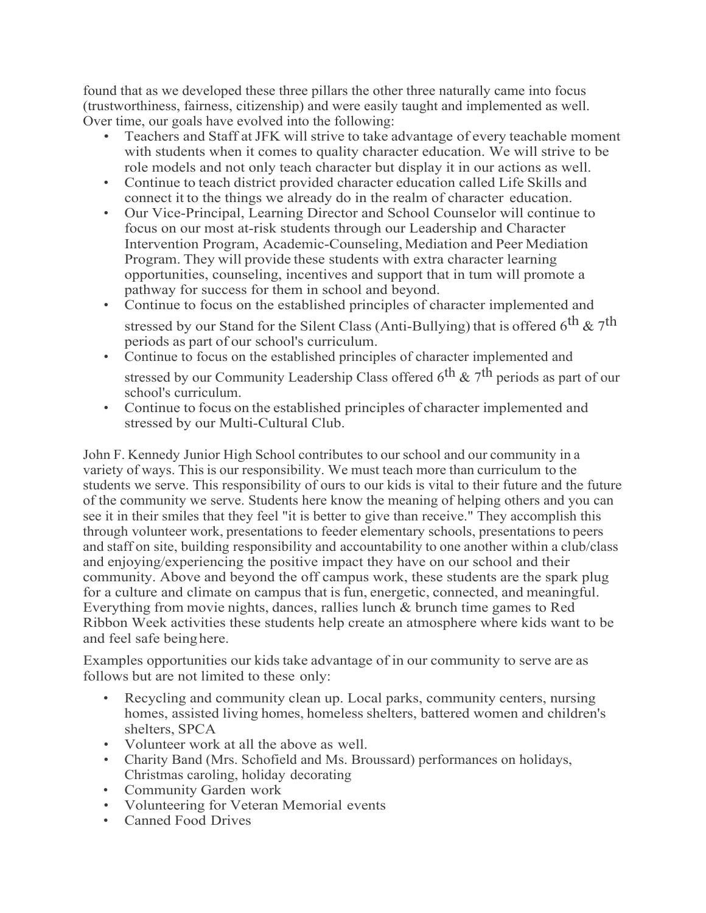found that as we developed these three pillars the other three naturally came into focus (trustworthiness, fairness, citizenship) and were easily taught and implemented as well. Over time, our goals have evolved into the following:

- Teachers and Staff at JFK will strive to take advantage of every teachable moment with students when it comes to quality character education. We will strive to be role models and not only teach character but display it in our actions as well.
- Continue to teach district provided character education called Life Skills and connect it to the things we already do in the realm of character education.
- Our Vice-Principal, Learning Director and School Counselor will continue to focus on our most at-risk students through our Leadership and Character Intervention Program, Academic-Counseling, Mediation and Peer Mediation Program. They will provide these students with extra character learning opportunities, counseling, incentives and support that in tum will promote a pathway for success for them in school and beyond.
- Continue to focus on the established principles of character implemented and stressed by our Stand for the Silent Class (Anti-Bullying) that is offered 6th & 7th periods as part of our school's curriculum.
- Continue to focus on the established principles of character implemented and stressed by our Community Leadership Class offered 6th & 7th periods as part of our school's curriculum.
- Continue to focus on the established principles of character implemented and stressed by our Multi-Cultural Club.

John F. Kennedy Junior High School contributes to our school and our community in a variety of ways. This is our responsibility. We must teach more than curriculum to the students we serve. This responsibility of ours to our kids is vital to their future and the future of the community we serve. Students here know the meaning of helping others and you can see it in their smiles that they feel "it is better to give than receive." They accomplish this through volunteer work, presentations to feeder elementary schools, presentations to peers and staff on site, building responsibility and accountability to one another within a club/class and enjoying/experiencing the positive impact they have on our school and their community. Above and beyond the off campus work, these students are the spark plug for a culture and climate on campus that is fun, energetic, connected, and meaningful. Everything from movie nights, dances, rallies lunch & brunch time games to Red Ribbon Week activities these students help create an atmosphere where kids want to be and feel safe being here.

Examples opportunities our kids take advantage of in our community to serve are as follows but are not limited to these only:

- Recycling and community clean up. Local parks, community centers, nursing homes, assisted living homes, homeless shelters, battered women and children's shelters, SPCA
- Volunteer work at all the above as well.
- Charity Band (Mrs. Schofield and Ms. Broussard) performances on holidays, Christmas caroling, holiday decorating
- Community Garden work
- Volunteering for Veteran Memorial events
- Canned Food Drives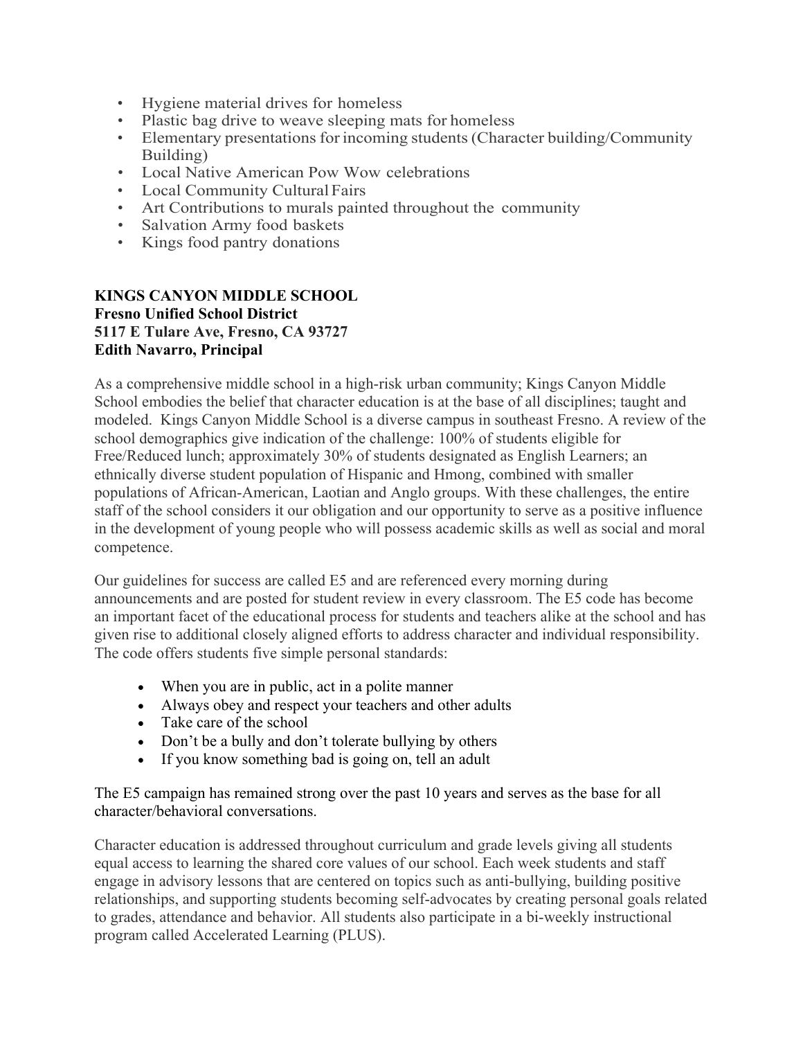- Hygiene material drives for homeless
- Plastic bag drive to weave sleeping mats for homeless
- Elementary presentations for incoming students (Character building/Community Building)
- Local Native American Pow Wow celebrations
- Local Community Cultural Fairs
- Art Contributions to murals painted throughout the community
- Salvation Army food baskets
- Kings food pantry donations

**KINGS CANYON MIDDLE SCHOOL**
**Fresno Unified School District**
**5117 E Tulare Ave, Fresno, CA 93727**
**Edith Navarro, Principal**

As a comprehensive middle school in a high-risk urban community; Kings Canyon Middle School embodies the belief that character education is at the base of all disciplines; taught and modeled. Kings Canyon Middle School is a diverse campus in southeast Fresno. A review of the school demographics give indication of the challenge: 100% of students eligible for Free/Reduced lunch; approximately 30% of students designated as English Learners; an ethnically diverse student population of Hispanic and Hmong, combined with smaller populations of African-American, Laotian and Anglo groups. With these challenges, the entire staff of the school considers it our obligation and our opportunity to serve as a positive influence in the development of young people who will possess academic skills as well as social and moral competence.

Our guidelines for success are called E5 and are referenced every morning during announcements and are posted for student review in every classroom. The E5 code has become an important facet of the educational process for students and teachers alike at the school and has given rise to additional closely aligned efforts to address character and individual responsibility. The code offers students five simple personal standards:

- When you are in public, act in a polite manner
- Always obey and respect your teachers and other adults
- Take care of the school
- Don't be a bully and don't tolerate bullying by others
- If you know something bad is going on, tell an adult

The E5 campaign has remained strong over the past 10 years and serves as the base for all character/behavioral conversations.

Character education is addressed throughout curriculum and grade levels giving all students equal access to learning the shared core values of our school. Each week students and staff engage in advisory lessons that are centered on topics such as anti-bullying, building positive relationships, and supporting students becoming self-advocates by creating personal goals related to grades, attendance and behavior. All students also participate in a bi-weekly instructional program called Accelerated Learning (PLUS).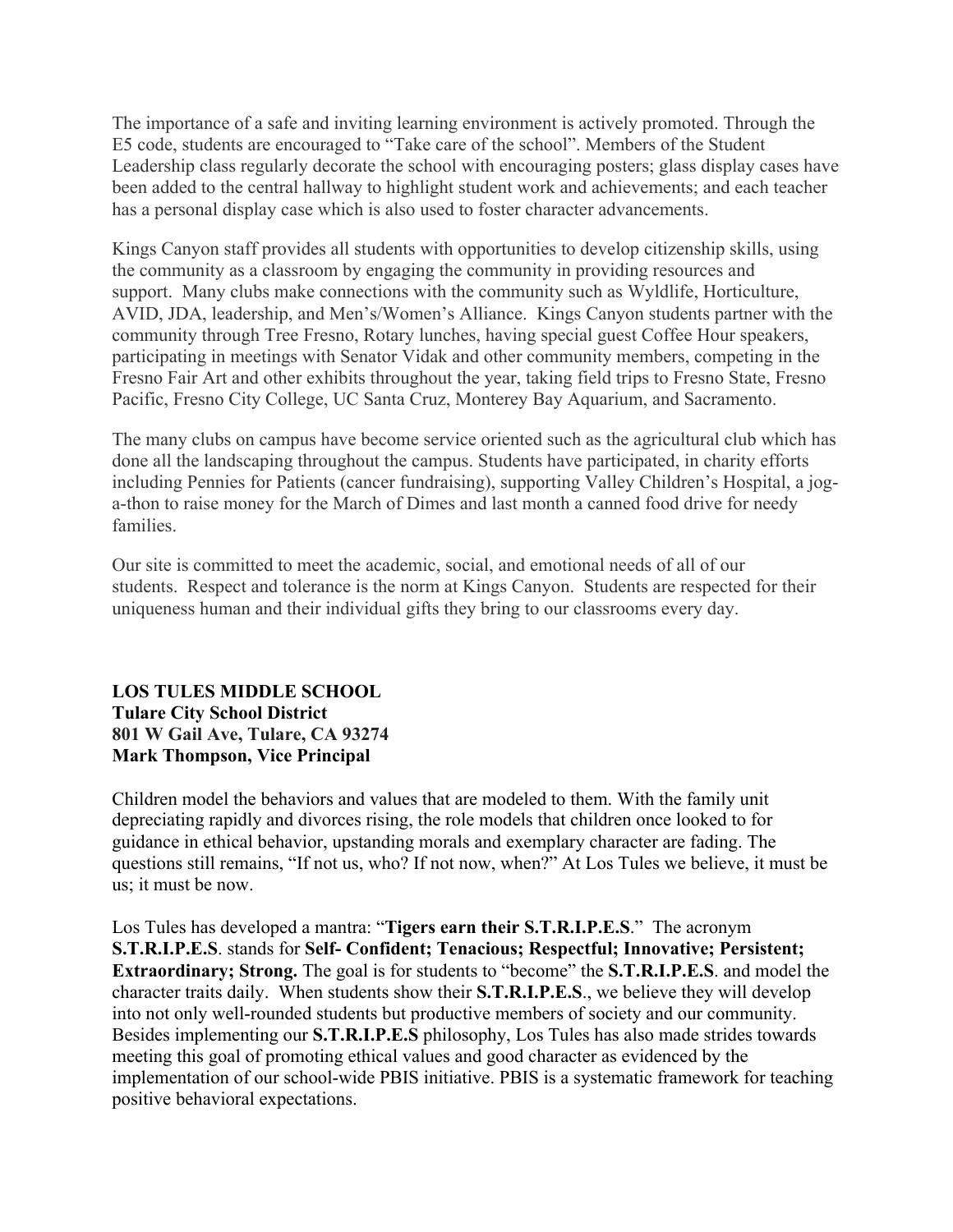The importance of a safe and inviting learning environment is actively promoted. Through the E5 code, students are encouraged to "Take care of the school". Members of the Student Leadership class regularly decorate the school with encouraging posters; glass display cases have been added to the central hallway to highlight student work and achievements; and each teacher has a personal display case which is also used to foster character advancements.

Kings Canyon staff provides all students with opportunities to develop citizenship skills, using the community as a classroom by engaging the community in providing resources and support. Many clubs make connections with the community such as Wyldlife, Horticulture, AVID, JDA, leadership, and Men's/Women's Alliance. Kings Canyon students partner with the community through Tree Fresno, Rotary lunches, having special guest Coffee Hour speakers, participating in meetings with Senator Vidak and other community members, competing in the Fresno Fair Art and other exhibits throughout the year, taking field trips to Fresno State, Fresno Pacific, Fresno City College, UC Santa Cruz, Monterey Bay Aquarium, and Sacramento.

The many clubs on campus have become service oriented such as the agricultural club which has done all the landscaping throughout the campus. Students have participated, in charity efforts including Pennies for Patients (cancer fundraising), supporting Valley Children's Hospital, a jog-a-thon to raise money for the March of Dimes and last month a canned food drive for needy families.

Our site is committed to meet the academic, social, and emotional needs of all of our students. Respect and tolerance is the norm at Kings Canyon. Students are respected for their uniqueness human and their individual gifts they bring to our classrooms every day.

**LOS TULES MIDDLE SCHOOL**
**Tulare City School District**
**801 W Gail Ave, Tulare, CA 93274**
**Mark Thompson, Vice Principal**

Children model the behaviors and values that are modeled to them. With the family unit depreciating rapidly and divorces rising, the role models that children once looked to for guidance in ethical behavior, upstanding morals and exemplary character are fading. The questions still remains, "If not us, who? If not now, when?" At Los Tules we believe, it must be us; it must be now.

Los Tules has developed a mantra: "**Tigers earn their S.T.R.I.P.E.S**." The acronym **S.T.R.I.P.E.S**. stands for **Self- Confident; Tenacious; Respectful; Innovative; Persistent; Extraordinary; Strong.** The goal is for students to "become" the **S.T.R.I.P.E.S**. and model the character traits daily. When students show their **S.T.R.I.P.E.S**., we believe they will develop into not only well-rounded students but productive members of society and our community. Besides implementing our **S.T.R.I.P.E.S** philosophy, Los Tules has also made strides towards meeting this goal of promoting ethical values and good character as evidenced by the implementation of our school-wide PBIS initiative. PBIS is a systematic framework for teaching positive behavioral expectations.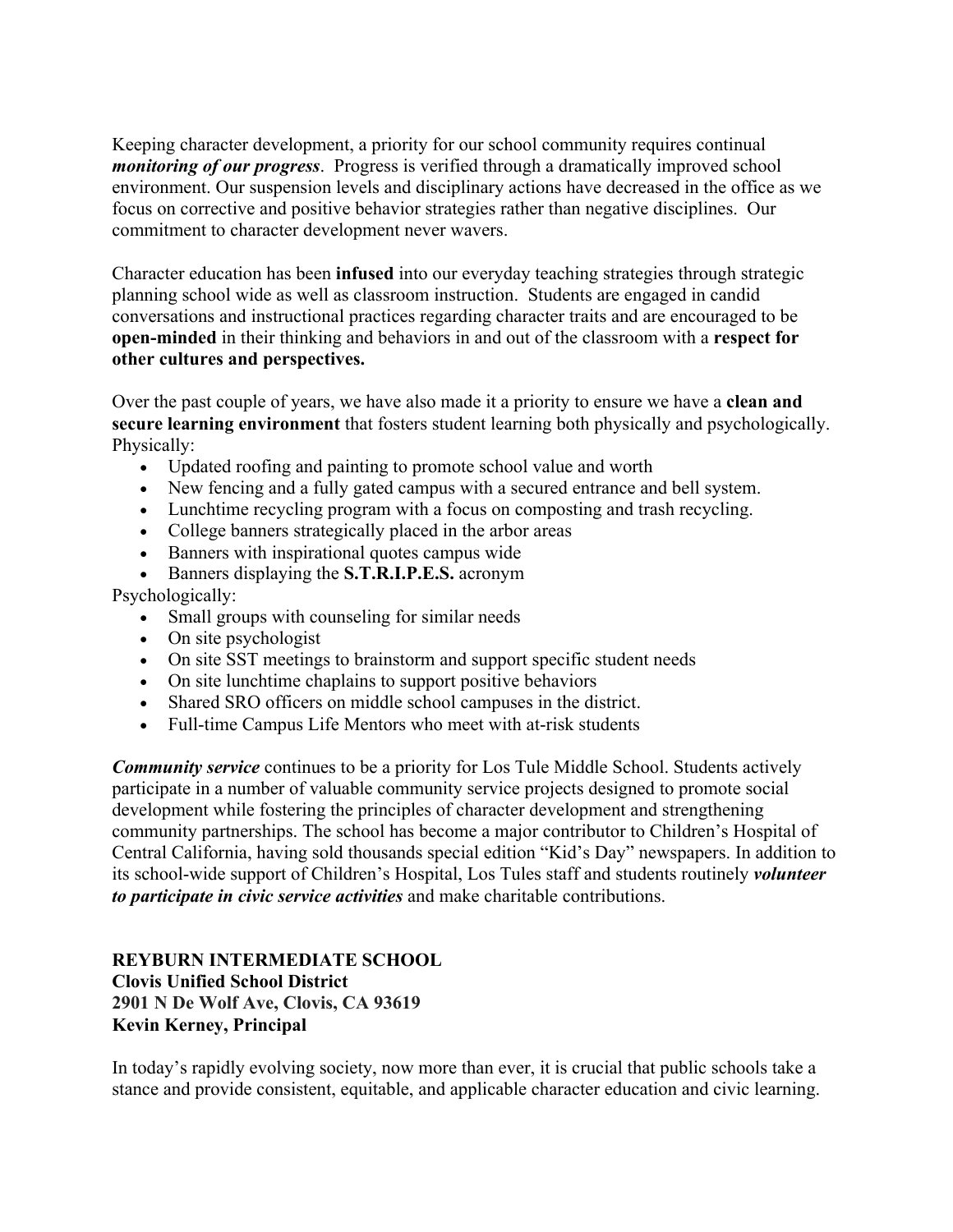Keeping character development, a priority for our school community requires continual ***monitoring of our progress***. Progress is verified through a dramatically improved school environment. Our suspension levels and disciplinary actions have decreased in the office as we focus on corrective and positive behavior strategies rather than negative disciplines. Our commitment to character development never wavers.

Character education has been **infused** into our everyday teaching strategies through strategic planning school wide as well as classroom instruction. Students are engaged in candid conversations and instructional practices regarding character traits and are encouraged to be **open-minded** in their thinking and behaviors in and out of the classroom with a **respect for other cultures and perspectives.**

Over the past couple of years, we have also made it a priority to ensure we have a **clean and secure learning environment** that fosters student learning both physically and psychologically.
Physically:

- Updated roofing and painting to promote school value and worth
- New fencing and a fully gated campus with a secured entrance and bell system.
- Lunchtime recycling program with a focus on composting and trash recycling.
- College banners strategically placed in the arbor areas
- Banners with inspirational quotes campus wide
- Banners displaying the **S.T.R.I.P.E.S.** acronym

Psychologically:

- Small groups with counseling for similar needs
- On site psychologist
- On site SST meetings to brainstorm and support specific student needs
- On site lunchtime chaplains to support positive behaviors
- Shared SRO officers on middle school campuses in the district.
- Full-time Campus Life Mentors who meet with at-risk students

***Community service*** continues to be a priority for Los Tule Middle School. Students actively participate in a number of valuable community service projects designed to promote social development while fostering the principles of character development and strengthening community partnerships. The school has become a major contributor to Children's Hospital of Central California, having sold thousands special edition "Kid's Day" newspapers. In addition to its school-wide support of Children's Hospital, Los Tules staff and students routinely ***volunteer to participate in civic service activities*** and make charitable contributions.

**REYBURN INTERMEDIATE SCHOOL**
**Clovis Unified School District**
**2901 N De Wolf Ave, Clovis, CA 93619**
**Kevin Kerney, Principal**

In today's rapidly evolving society, now more than ever, it is crucial that public schools take a stance and provide consistent, equitable, and applicable character education and civic learning.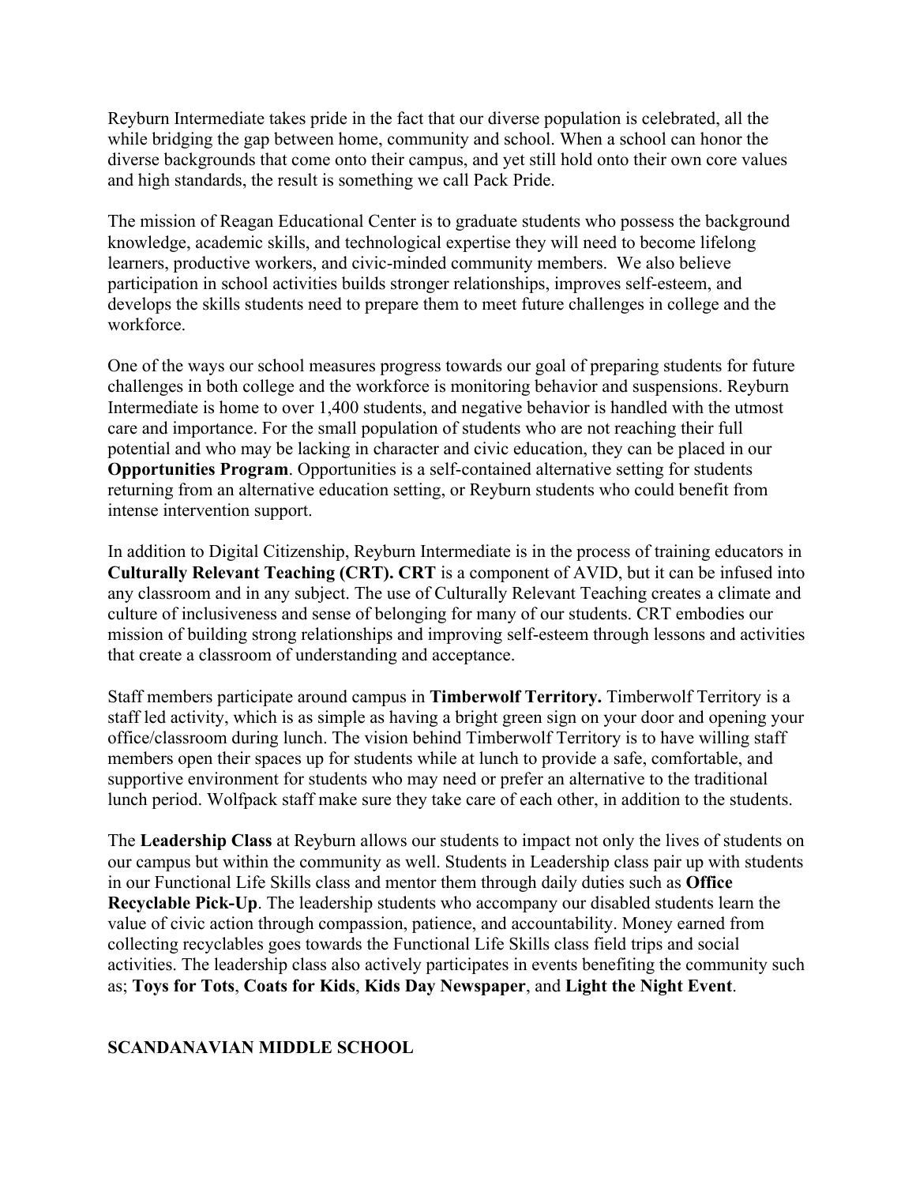Reyburn Intermediate takes pride in the fact that our diverse population is celebrated, all the while bridging the gap between home, community and school. When a school can honor the diverse backgrounds that come onto their campus, and yet still hold onto their own core values and high standards, the result is something we call Pack Pride.

The mission of Reagan Educational Center is to graduate students who possess the background knowledge, academic skills, and technological expertise they will need to become lifelong learners, productive workers, and civic-minded community members. We also believe participation in school activities builds stronger relationships, improves self-esteem, and develops the skills students need to prepare them to meet future challenges in college and the workforce.

One of the ways our school measures progress towards our goal of preparing students for future challenges in both college and the workforce is monitoring behavior and suspensions. Reyburn Intermediate is home to over 1,400 students, and negative behavior is handled with the utmost care and importance. For the small population of students who are not reaching their full potential and who may be lacking in character and civic education, they can be placed in our **Opportunities Program**. Opportunities is a self-contained alternative setting for students returning from an alternative education setting, or Reyburn students who could benefit from intense intervention support.

In addition to Digital Citizenship, Reyburn Intermediate is in the process of training educators in **Culturally Relevant Teaching (CRT). CRT** is a component of AVID, but it can be infused into any classroom and in any subject. The use of Culturally Relevant Teaching creates a climate and culture of inclusiveness and sense of belonging for many of our students. CRT embodies our mission of building strong relationships and improving self-esteem through lessons and activities that create a classroom of understanding and acceptance.

Staff members participate around campus in **Timberwolf Territory.** Timberwolf Territory is a staff led activity, which is as simple as having a bright green sign on your door and opening your office/classroom during lunch. The vision behind Timberwolf Territory is to have willing staff members open their spaces up for students while at lunch to provide a safe, comfortable, and supportive environment for students who may need or prefer an alternative to the traditional lunch period. Wolfpack staff make sure they take care of each other, in addition to the students.

The **Leadership Class** at Reyburn allows our students to impact not only the lives of students on our campus but within the community as well. Students in Leadership class pair up with students in our Functional Life Skills class and mentor them through daily duties such as **Office Recyclable Pick-Up**. The leadership students who accompany our disabled students learn the value of civic action through compassion, patience, and accountability. Money earned from collecting recyclables goes towards the Functional Life Skills class field trips and social activities. The leadership class also actively participates in events benefiting the community such as; **Toys for Tots**, **Coats for Kids**, **Kids Day Newspaper**, and **Light the Night Event**.

**SCANDANAVIAN MIDDLE SCHOOL**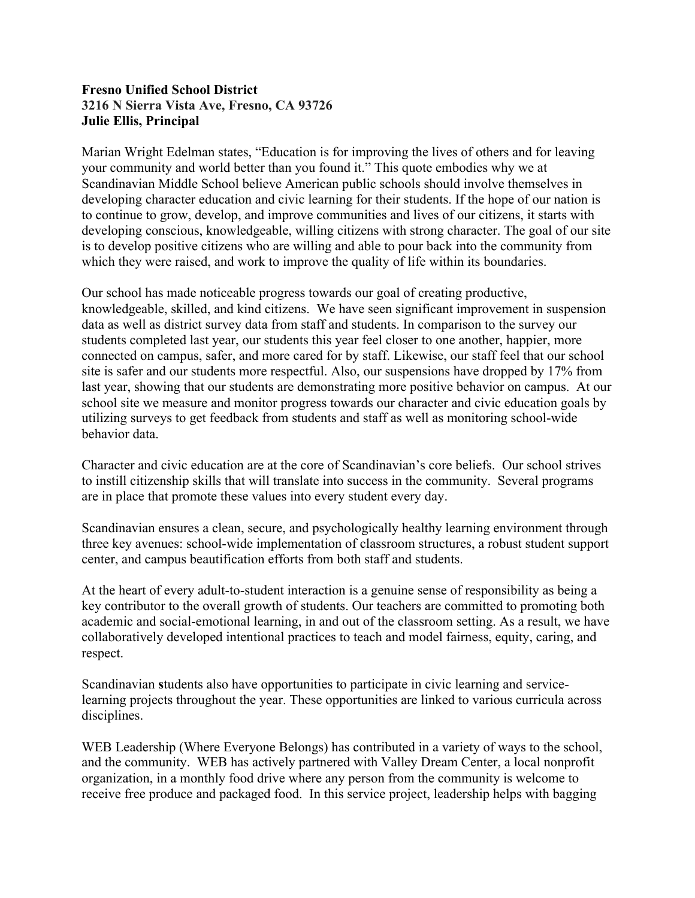**Fresno Unified School District**
**3216 N Sierra Vista Ave, Fresno, CA 93726**
**Julie Ellis, Principal**

Marian Wright Edelman states, "Education is for improving the lives of others and for leaving your community and world better than you found it." This quote embodies why we at Scandinavian Middle School believe American public schools should involve themselves in developing character education and civic learning for their students. If the hope of our nation is to continue to grow, develop, and improve communities and lives of our citizens, it starts with developing conscious, knowledgeable, willing citizens with strong character. The goal of our site is to develop positive citizens who are willing and able to pour back into the community from which they were raised, and work to improve the quality of life within its boundaries.

Our school has made noticeable progress towards our goal of creating productive, knowledgeable, skilled, and kind citizens. We have seen significant improvement in suspension data as well as district survey data from staff and students. In comparison to the survey our students completed last year, our students this year feel closer to one another, happier, more connected on campus, safer, and more cared for by staff. Likewise, our staff feel that our school site is safer and our students more respectful. Also, our suspensions have dropped by 17% from last year, showing that our students are demonstrating more positive behavior on campus. At our school site we measure and monitor progress towards our character and civic education goals by utilizing surveys to get feedback from students and staff as well as monitoring school-wide behavior data.

Character and civic education are at the core of Scandinavian's core beliefs. Our school strives to instill citizenship skills that will translate into success in the community. Several programs are in place that promote these values into every student every day.

Scandinavian ensures a clean, secure, and psychologically healthy learning environment through three key avenues: school-wide implementation of classroom structures, a robust student support center, and campus beautification efforts from both staff and students.

At the heart of every adult-to-student interaction is a genuine sense of responsibility as being a key contributor to the overall growth of students. Our teachers are committed to promoting both academic and social-emotional learning, in and out of the classroom setting. As a result, we have collaboratively developed intentional practices to teach and model fairness, equity, caring, and respect.

Scandinavian **s**tudents also have opportunities to participate in civic learning and service-learning projects throughout the year. These opportunities are linked to various curricula across disciplines.

WEB Leadership (Where Everyone Belongs) has contributed in a variety of ways to the school, and the community. WEB has actively partnered with Valley Dream Center, a local nonprofit organization, in a monthly food drive where any person from the community is welcome to receive free produce and packaged food. In this service project, leadership helps with bagging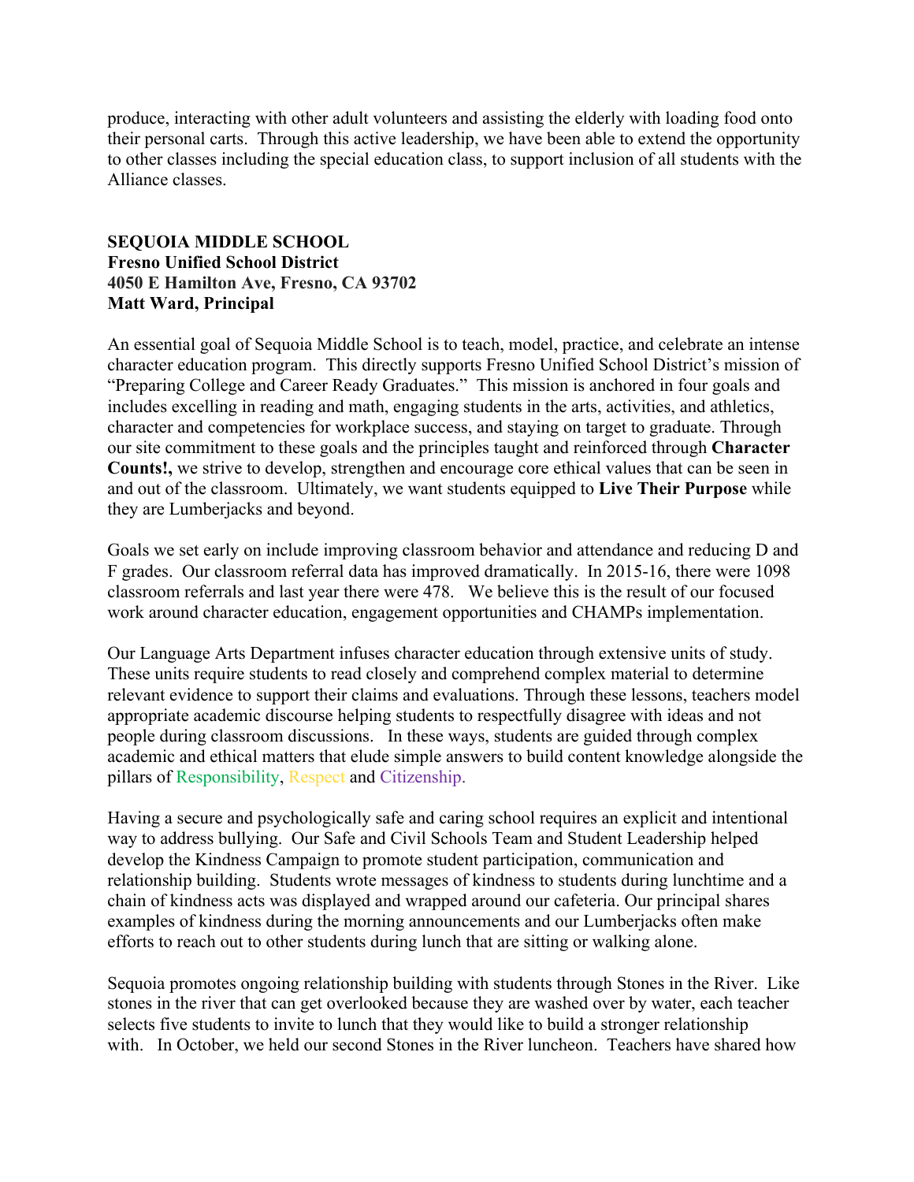produce, interacting with other adult volunteers and assisting the elderly with loading food onto their personal carts. Through this active leadership, we have been able to extend the opportunity to other classes including the special education class, to support inclusion of all students with the Alliance classes.

**SEQUOIA MIDDLE SCHOOL**
**Fresno Unified School District**
**4050 E Hamilton Ave, Fresno, CA 93702**
**Matt Ward, Principal**

An essential goal of Sequoia Middle School is to teach, model, practice, and celebrate an intense character education program. This directly supports Fresno Unified School District's mission of "Preparing College and Career Ready Graduates." This mission is anchored in four goals and includes excelling in reading and math, engaging students in the arts, activities, and athletics, character and competencies for workplace success, and staying on target to graduate. Through our site commitment to these goals and the principles taught and reinforced through **Character Counts!,** we strive to develop, strengthen and encourage core ethical values that can be seen in and out of the classroom. Ultimately, we want students equipped to **Live Their Purpose** while they are Lumberjacks and beyond.

Goals we set early on include improving classroom behavior and attendance and reducing D and F grades. Our classroom referral data has improved dramatically. In 2015-16, there were 1098 classroom referrals and last year there were 478. We believe this is the result of our focused work around character education, engagement opportunities and CHAMPs implementation.

Our Language Arts Department infuses character education through extensive units of study. These units require students to read closely and comprehend complex material to determine relevant evidence to support their claims and evaluations. Through these lessons, teachers model appropriate academic discourse helping students to respectfully disagree with ideas and not people during classroom discussions. In these ways, students are guided through complex academic and ethical matters that elude simple answers to build content knowledge alongside the pillars of Responsibility, Respect and Citizenship.

Having a secure and psychologically safe and caring school requires an explicit and intentional way to address bullying. Our Safe and Civil Schools Team and Student Leadership helped develop the Kindness Campaign to promote student participation, communication and relationship building. Students wrote messages of kindness to students during lunchtime and a chain of kindness acts was displayed and wrapped around our cafeteria. Our principal shares examples of kindness during the morning announcements and our Lumberjacks often make efforts to reach out to other students during lunch that are sitting or walking alone.

Sequoia promotes ongoing relationship building with students through Stones in the River. Like stones in the river that can get overlooked because they are washed over by water, each teacher selects five students to invite to lunch that they would like to build a stronger relationship with. In October, we held our second Stones in the River luncheon. Teachers have shared how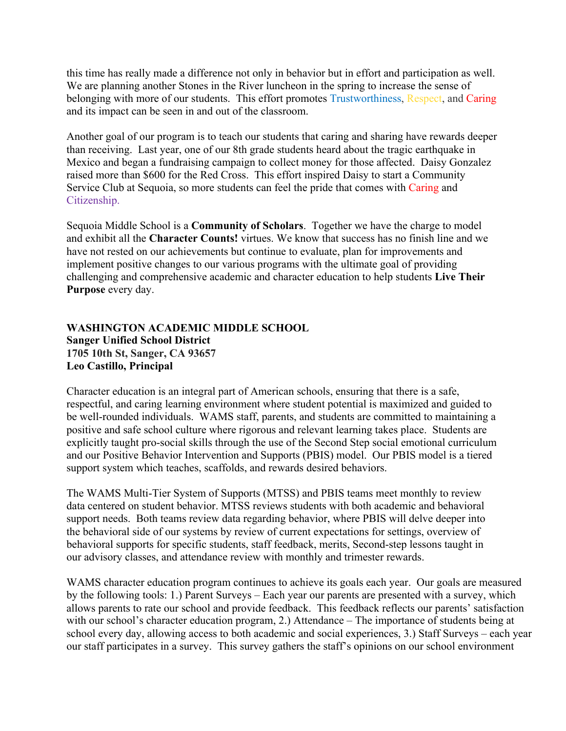this time has really made a difference not only in behavior but in effort and participation as well. We are planning another Stones in the River luncheon in the spring to increase the sense of belonging with more of our students. This effort promotes Trustworthiness, Respect, and Caring and its impact can be seen in and out of the classroom.

Another goal of our program is to teach our students that caring and sharing have rewards deeper than receiving. Last year, one of our 8th grade students heard about the tragic earthquake in Mexico and began a fundraising campaign to collect money for those affected. Daisy Gonzalez raised more than $600 for the Red Cross. This effort inspired Daisy to start a Community Service Club at Sequoia, so more students can feel the pride that comes with Caring and Citizenship.

Sequoia Middle School is a **Community of Scholars**. Together we have the charge to model and exhibit all the **Character Counts!** virtues. We know that success has no finish line and we have not rested on our achievements but continue to evaluate, plan for improvements and implement positive changes to our various programs with the ultimate goal of providing challenging and comprehensive academic and character education to help students **Live Their Purpose** every day.

**WASHINGTON ACADEMIC MIDDLE SCHOOL**
**Sanger Unified School District**
**1705 10th St, Sanger, CA 93657**
**Leo Castillo, Principal**

Character education is an integral part of American schools, ensuring that there is a safe, respectful, and caring learning environment where student potential is maximized and guided to be well-rounded individuals. WAMS staff, parents, and students are committed to maintaining a positive and safe school culture where rigorous and relevant learning takes place. Students are explicitly taught pro-social skills through the use of the Second Step social emotional curriculum and our Positive Behavior Intervention and Supports (PBIS) model. Our PBIS model is a tiered support system which teaches, scaffolds, and rewards desired behaviors.

The WAMS Multi-Tier System of Supports (MTSS) and PBIS teams meet monthly to review data centered on student behavior. MTSS reviews students with both academic and behavioral support needs. Both teams review data regarding behavior, where PBIS will delve deeper into the behavioral side of our systems by review of current expectations for settings, overview of behavioral supports for specific students, staff feedback, merits, Second-step lessons taught in our advisory classes, and attendance review with monthly and trimester rewards.

WAMS character education program continues to achieve its goals each year. Our goals are measured by the following tools: 1.) Parent Surveys – Each year our parents are presented with a survey, which allows parents to rate our school and provide feedback. This feedback reflects our parents' satisfaction with our school's character education program, 2.) Attendance – The importance of students being at school every day, allowing access to both academic and social experiences, 3.) Staff Surveys – each year our staff participates in a survey. This survey gathers the staff's opinions on our school environment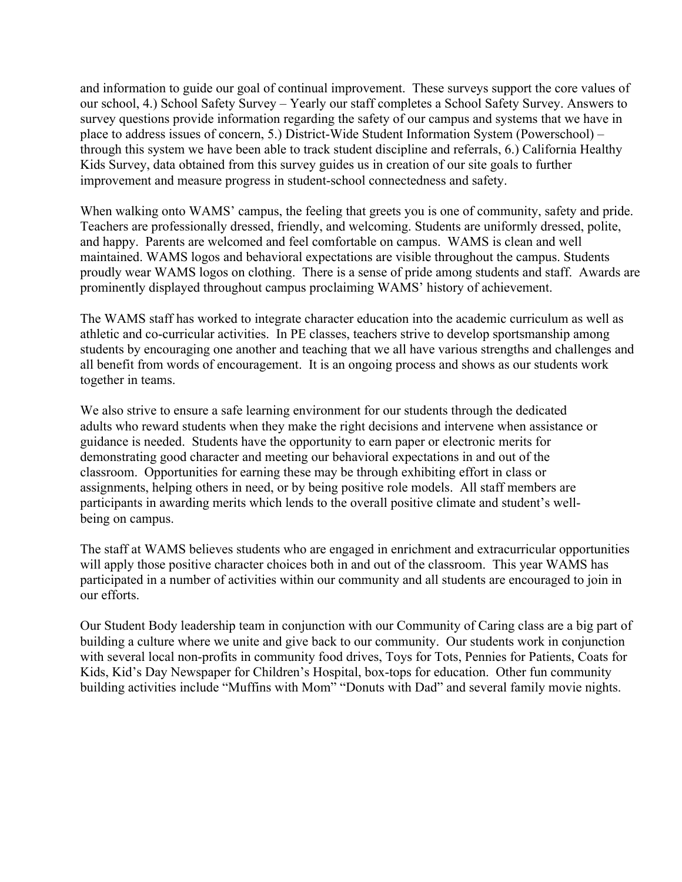and information to guide our goal of continual improvement. These surveys support the core values of our school, 4.) School Safety Survey – Yearly our staff completes a School Safety Survey. Answers to survey questions provide information regarding the safety of our campus and systems that we have in place to address issues of concern, 5.) District-Wide Student Information System (Powerschool) – through this system we have been able to track student discipline and referrals, 6.) California Healthy Kids Survey, data obtained from this survey guides us in creation of our site goals to further improvement and measure progress in student-school connectedness and safety.

When walking onto WAMS' campus, the feeling that greets you is one of community, safety and pride. Teachers are professionally dressed, friendly, and welcoming. Students are uniformly dressed, polite, and happy. Parents are welcomed and feel comfortable on campus. WAMS is clean and well maintained. WAMS logos and behavioral expectations are visible throughout the campus. Students proudly wear WAMS logos on clothing. There is a sense of pride among students and staff. Awards are prominently displayed throughout campus proclaiming WAMS' history of achievement.

The WAMS staff has worked to integrate character education into the academic curriculum as well as athletic and co-curricular activities. In PE classes, teachers strive to develop sportsmanship among students by encouraging one another and teaching that we all have various strengths and challenges and all benefit from words of encouragement. It is an ongoing process and shows as our students work together in teams.

We also strive to ensure a safe learning environment for our students through the dedicated adults who reward students when they make the right decisions and intervene when assistance or guidance is needed. Students have the opportunity to earn paper or electronic merits for demonstrating good character and meeting our behavioral expectations in and out of the classroom. Opportunities for earning these may be through exhibiting effort in class or assignments, helping others in need, or by being positive role models. All staff members are participants in awarding merits which lends to the overall positive climate and student's well-being on campus.

The staff at WAMS believes students who are engaged in enrichment and extracurricular opportunities will apply those positive character choices both in and out of the classroom. This year WAMS has participated in a number of activities within our community and all students are encouraged to join in our efforts.

Our Student Body leadership team in conjunction with our Community of Caring class are a big part of building a culture where we unite and give back to our community. Our students work in conjunction with several local non-profits in community food drives, Toys for Tots, Pennies for Patients, Coats for Kids, Kid's Day Newspaper for Children's Hospital, box-tops for education. Other fun community building activities include "Muffins with Mom" "Donuts with Dad" and several family movie nights.